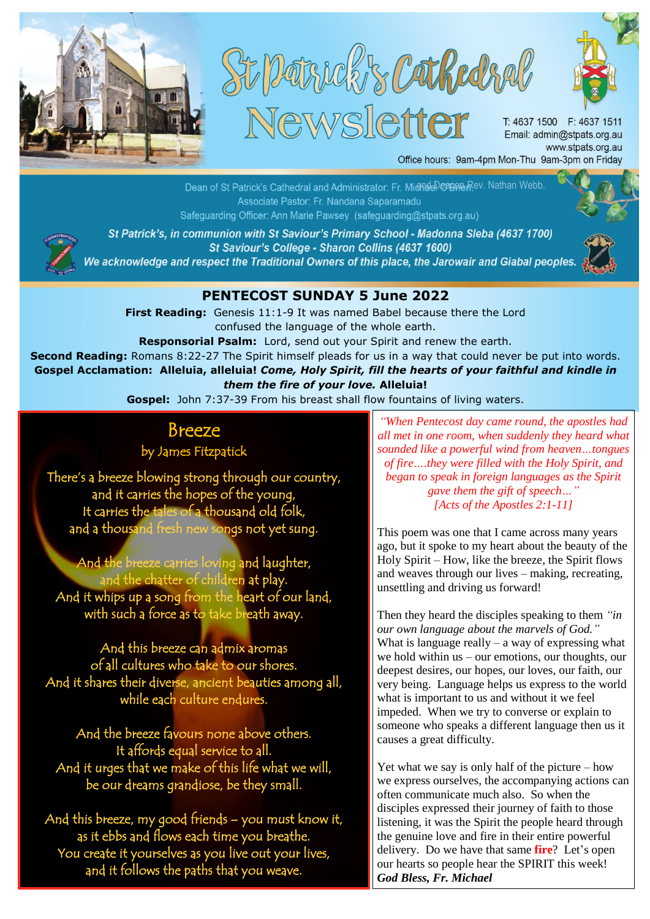# St Patrick's Cathedral Newsletter

T: 4637 1500 F: 4637 1511
Email: admin@stpats.org.au
www.stpats.org.au
Office hours: 9am-4pm Mon-Thu 9am-3pm on Friday

Dean of St Patrick's Cathedral and Administrator: Fr. Michael O'Brien and Deacon Rev. Nathan Webb.
Associate Pastor: Fr. Nandana Saparamadu
Safeguarding Officer: Ann Marie Pawsey (safeguarding@stpats.org.au)

***St Patrick's, in communion with St Saviour's Primary School - Madonna Sleba (4637 1700)***
***St Saviour's College - Sharon Collins (4637 1600)***
***We acknowledge and respect the Traditional Owners of this place, the Jarowair and Giabal peoples.***

## PENTECOST SUNDAY 5 June 2022

**First Reading:** Genesis 11:1-9 It was named Babel because there the Lord confused the language of the whole earth.

**Responsorial Psalm:** Lord, send out your Spirit and renew the earth.

**Second Reading:** Romans 8:22-27 The Spirit himself pleads for us in a way that could never be put into words.

**Gospel Acclamation: Alleluia, alleluia!** ***Come, Holy Spirit, fill the hearts of your faithful and kindle in them the fire of your love.*** **Alleluia!**

**Gospel:** John 7:37-39 From his breast shall flow fountains of living waters.

## Breeze

by James Fitzpatick

There's a breeze blowing strong through our country,
and it carries the hopes of the young,
It carries the tales of a thousand old folk,
and a thousand fresh new songs not yet sung.

And the breeze carries loving and laughter,
and the chatter of children at play.
And it whips up a song from the heart of our land,
with such a force as to take breath away.

And this breeze can admix aromas
of all cultures who take to our shores.
And it shares their diverse, ancient beauties among all,
while each culture endures.

And the breeze favours none above others.
It affords equal service to all.
And it urges that we make of this life what we will,
be our dreams grandiose, be they small.

And this breeze, my good friends – you must know it,
as it ebbs and flows each time you breathe.
You create it yourselves as you live out your lives,
and it follows the paths that you weave.

*"When Pentecost day came round, the apostles had all met in one room, when suddenly they heard what sounded like a powerful wind from heaven…tongues of fire….they were filled with the Holy Spirit, and began to speak in foreign languages as the Spirit gave them the gift of speech…" [Acts of the Apostles 2:1-11]*

This poem was one that I came across many years ago, but it spoke to my heart about the beauty of the Holy Spirit – How, like the breeze, the Spirit flows and weaves through our lives – making, recreating, unsettling and driving us forward!

Then they heard the disciples speaking to them *"in our own language about the marvels of God."* What is language really – a way of expressing what we hold within us – our emotions, our thoughts, our deepest desires, our hopes, our loves, our faith, our very being. Language helps us express to the world what is important to us and without it we feel impeded. When we try to converse or explain to someone who speaks a different language then us it causes a great difficulty.

Yet what we say is only half of the picture – how we express ourselves, the accompanying actions can often communicate much also. So when the disciples expressed their journey of faith to those listening, it was the Spirit the people heard through the genuine love and fire in their entire powerful delivery. Do we have that same **fire**? Let's open our hearts so people hear the SPIRIT this week!

***God Bless, Fr. Michael***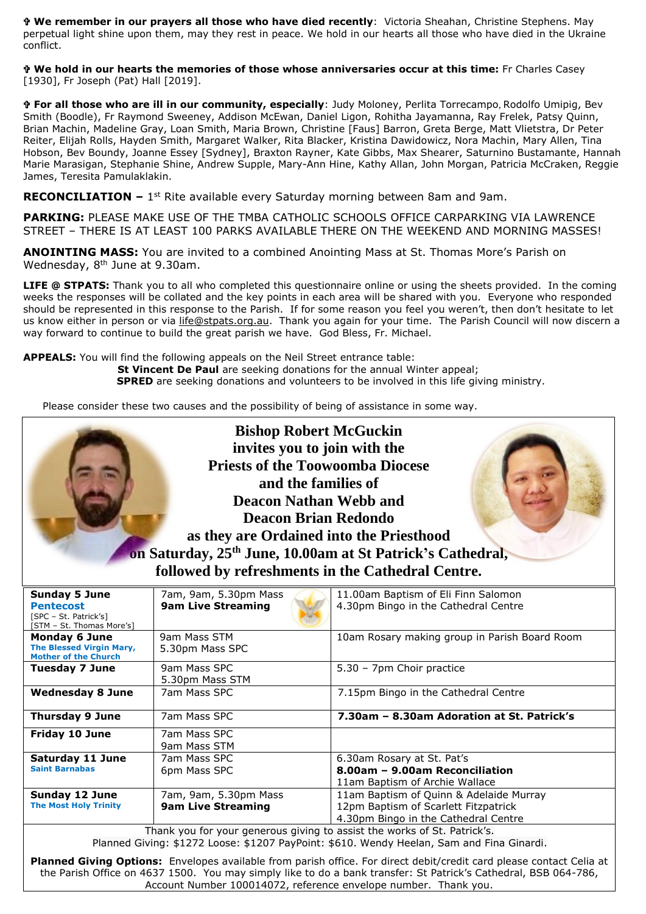✞ **We remember in our prayers all those who have died recently**: Victoria Sheahan, Christine Stephens. May perpetual light shine upon them, may they rest in peace. We hold in our hearts all those who have died in the Ukraine conflict.

✞ **We hold in our hearts the memories of those whose anniversaries occur at this time:** Fr Charles Casey [1930], Fr Joseph (Pat) Hall [2019].

✞ **For all those who are ill in our community, especially**: Judy Moloney, Perlita Torrecampo, Rodolfo Umipig, Bev Smith (Boodle), Fr Raymond Sweeney, Addison McEwan, Daniel Ligon, Rohitha Jayamanna, Ray Frelek, Patsy Quinn, Brian Machin, Madeline Gray, Loan Smith, Maria Brown, Christine [Faus] Barron, Greta Berge, Matt Vlietstra, Dr Peter Reiter, Elijah Rolls, Hayden Smith, Margaret Walker, Rita Blacker, Kristina Dawidowicz, Nora Machin, Mary Allen, Tina Hobson, Bev Boundy, Joanne Essey [Sydney], Braxton Rayner, Kate Gibbs, Max Shearer, Saturnino Bustamante, Hannah Marie Marasigan, Stephanie Shine, Andrew Supple, Mary-Ann Hine, Kathy Allan, John Morgan, Patricia McCraken, Reggie James, Teresita Pamulaklakin.

**RECONCILIATION –** 1st Rite available every Saturday morning between 8am and 9am.

**PARKING:** PLEASE MAKE USE OF THE TMBA CATHOLIC SCHOOLS OFFICE CARPARKING VIA LAWRENCE STREET – THERE IS AT LEAST 100 PARKS AVAILABLE THERE ON THE WEEKEND AND MORNING MASSES!

**ANOINTING MASS:** You are invited to a combined Anointing Mass at St. Thomas More's Parish on Wednesday, 8th June at 9.30am.

**LIFE @ STPATS:** Thank you to all who completed this questionnaire online or using the sheets provided. In the coming weeks the responses will be collated and the key points in each area will be shared with you. Everyone who responded should be represented in this response to the Parish. If for some reason you feel you weren't, then don't hesitate to let us know either in person or via life@stpats.org.au. Thank you again for your time. The Parish Council will now discern a way forward to continue to build the great parish we have. God Bless, Fr. Michael.

**APPEALS:** You will find the following appeals on the Neil Street entrance table:

**St Vincent De Paul** are seeking donations for the annual Winter appeal;
**SPRED** are seeking donations and volunteers to be involved in this life giving ministry.

Please consider these two causes and the possibility of being of assistance in some way.

**Bishop Robert McGuckin invites you to join with the Priests of the Toowoomba Diocese and the families of Deacon Nathan Webb and Deacon Brian Redondo as they are Ordained into the Priesthood on Saturday, 25th June, 10.00am at St Patrick's Cathedral, followed by refreshments in the Cathedral Centre.**

| | | |
|---|---|---|
| **Sunday 5 June** **Pentecost** [SPC – St. Patrick's] [STM – St. Thomas More's] | 7am, 9am, 5.30pm Mass **9am Live Streaming** | 11.00am Baptism of Eli Finn Salomon 4.30pm Bingo in the Cathedral Centre |
| **Monday 6 June** **The Blessed Virgin Mary, Mother of the Church** | 9am Mass STM 5.30pm Mass SPC | 10am Rosary making group in Parish Board Room |
| **Tuesday 7 June** | 9am Mass SPC 5.30pm Mass STM | 5.30 – 7pm Choir practice |
| **Wednesday 8 June** | 7am Mass SPC | 7.15pm Bingo in the Cathedral Centre |
| **Thursday 9 June** | 7am Mass SPC | **7.30am – 8.30am Adoration at St. Patrick's** |
| **Friday 10 June** | 7am Mass SPC 9am Mass STM | |
| **Saturday 11 June** **Saint Barnabas** | 7am Mass SPC 6pm Mass SPC | 6.30am Rosary at St. Pat's **8.00am – 9.00am Reconciliation** 11am Baptism of Archie Wallace |
| **Sunday 12 June** **The Most Holy Trinity** | 7am, 9am, 5.30pm Mass **9am Live Streaming** | 11am Baptism of Quinn & Adelaide Murray 12pm Baptism of Scarlett Fitzpatrick 4.30pm Bingo in the Cathedral Centre |

Thank you for your generous giving to assist the works of St. Patrick's.
Planned Giving: $1272 Loose: $1207 PayPoint: $610. Wendy Heelan, Sam and Fina Ginardi.

**Planned Giving Options:** Envelopes available from parish office. For direct debit/credit card please contact Celia at the Parish Office on 4637 1500. You may simply like to do a bank transfer: St Patrick's Cathedral, BSB 064-786, Account Number 100014072, reference envelope number. Thank you.